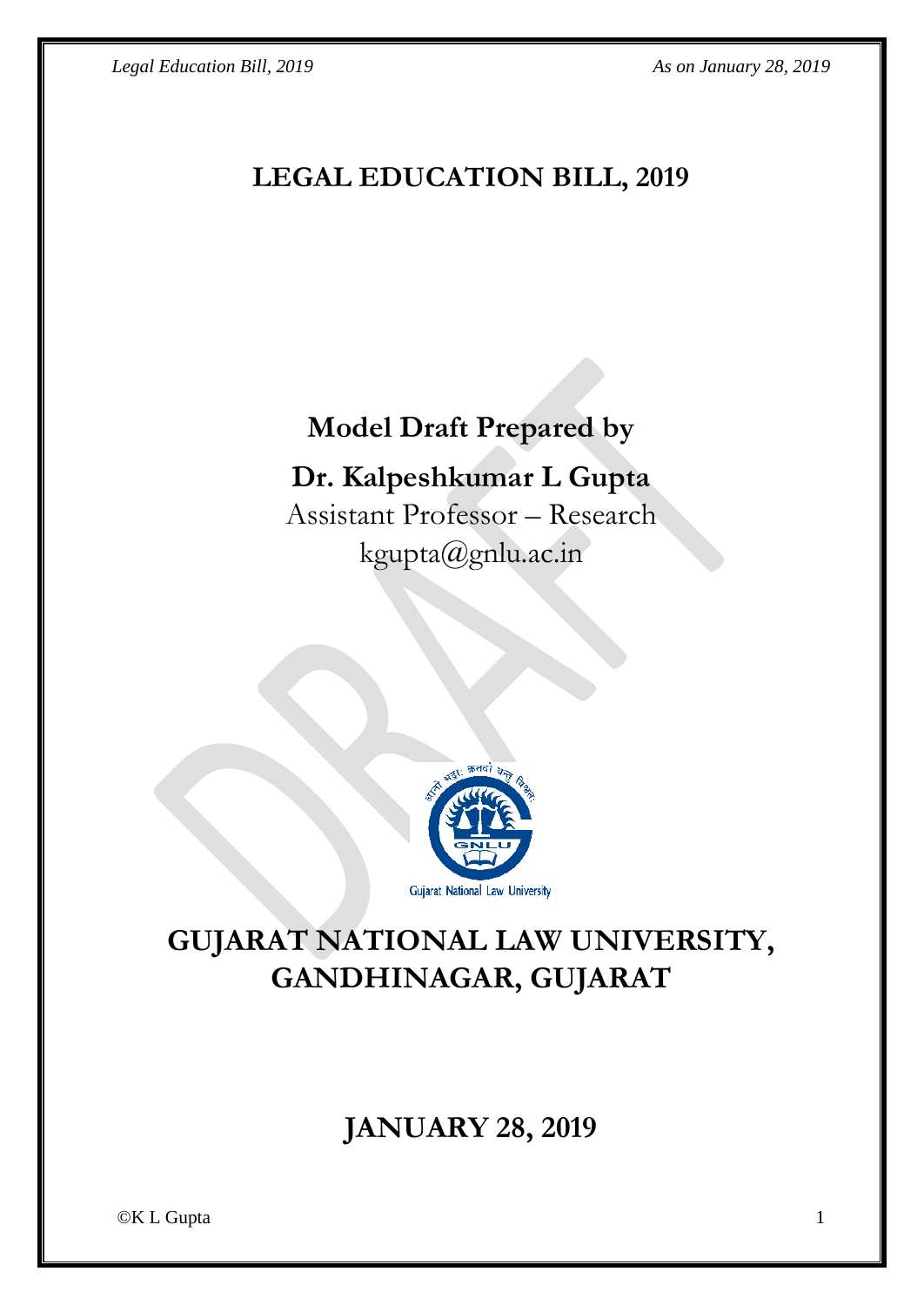# LEGAL EDUCATION BILL, 2019

**Model Draft Prepared by**

**Dr. Kalpeshkumar L Gupta**

Assistant Professor – Research

kgupta@gnlu.ac.in

## GUJARAT NATIONAL LAW UNIVERSITY, GANDHINAGAR, GUJARAT

## JANUARY 28, 2019

©K L Gupta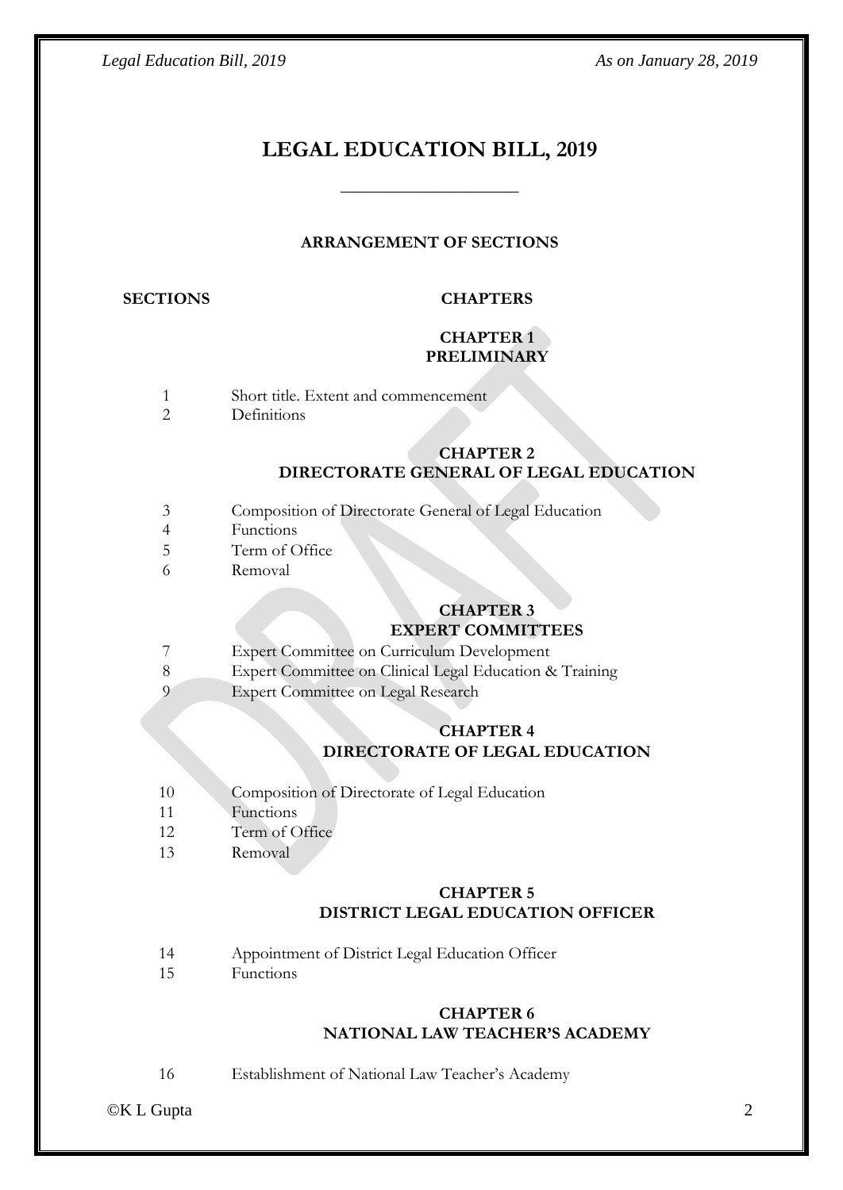# LEGAL EDUCATION BILL, 2019

---

**ARRANGEMENT OF SECTIONS**

| SECTIONS | CHAPTERS |
|---|---|
| | **CHAPTER 1** **PRELIMINARY** |
| 1 | Short title. Extent and commencement |
| 2 | Definitions |
| | **CHAPTER 2** **DIRECTORATE GENERAL OF LEGAL EDUCATION** |
| 3 | Composition of Directorate General of Legal Education |
| 4 | Functions |
| 5 | Term of Office |
| 6 | Removal |
| | **CHAPTER 3** **EXPERT COMMITTEES** |
| 7 | Expert Committee on Curriculum Development |
| 8 | Expert Committee on Clinical Legal Education & Training |
| 9 | Expert Committee on Legal Research |
| | **CHAPTER 4** **DIRECTORATE OF LEGAL EDUCATION** |
| 10 | Composition of Directorate of Legal Education |
| 11 | Functions |
| 12 | Term of Office |
| 13 | Removal |
| | **CHAPTER 5** **DISTRICT LEGAL EDUCATION OFFICER** |
| 14 | Appointment of District Legal Education Officer |
| 15 | Functions |
| | **CHAPTER 6** **NATIONAL LAW TEACHER'S ACADEMY** |
| 16 | Establishment of National Law Teacher's Academy |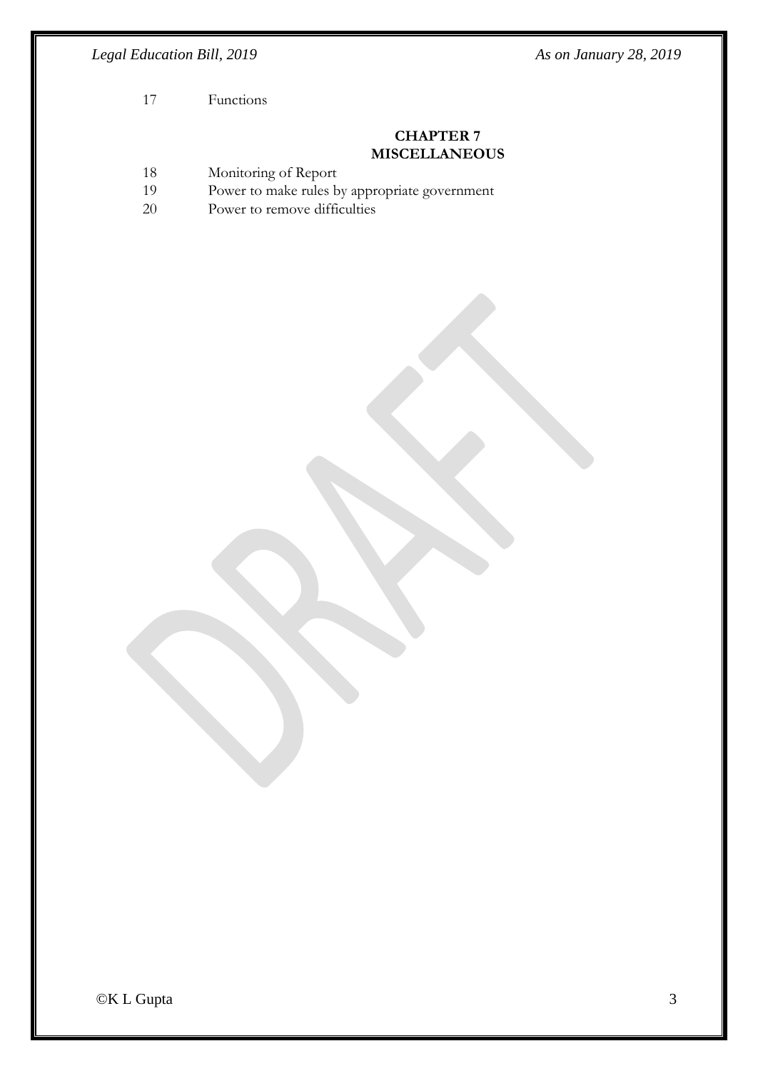17 Functions

**CHAPTER 7**
**MISCELLANEOUS**

18 Monitoring of Report
19 Power to make rules by appropriate government
20 Power to remove difficulties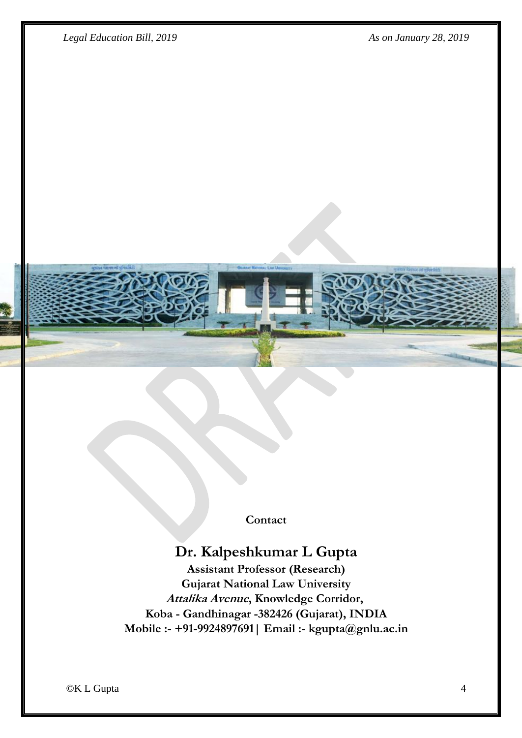**Contact**

## Dr. Kalpeshkumar L Gupta

**Assistant Professor (Research)**
**Gujarat National Law University**
***Attalika Avenue*, Knowledge Corridor,**
**Koba - Gandhinagar -382426 (Gujarat), INDIA**
**Mobile :- +91-9924897691| Email :- kgupta@gnlu.ac.in**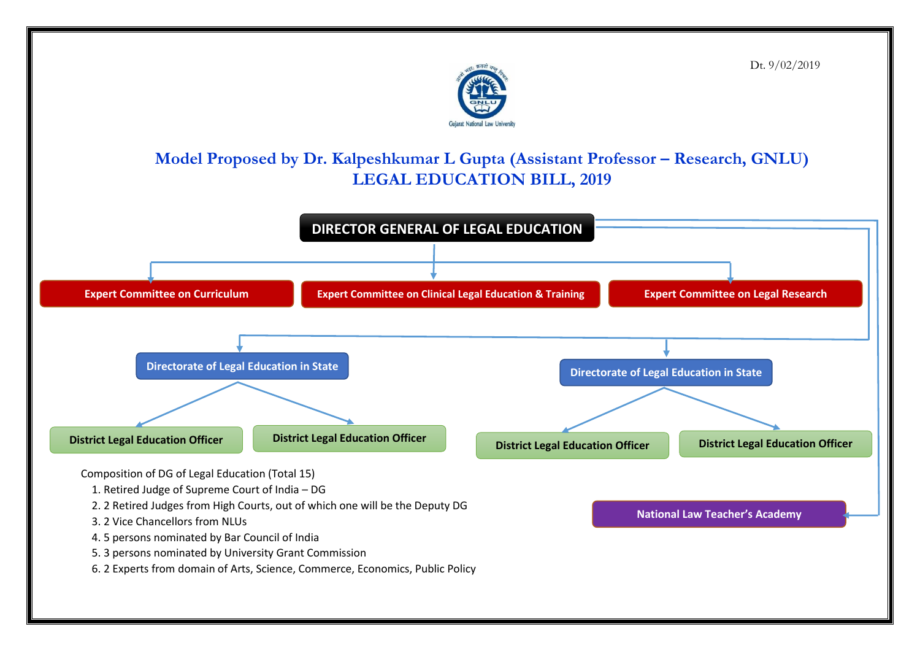Dt. 9/02/2019

Gujarat National Law University

# Model Proposed by Dr. Kalpeshkumar L Gupta (Assistant Professor – Research, GNLU)

# LEGAL EDUCATION BILL, 2019

DIRECTOR GENERAL OF LEGAL EDUCATION

Expert Committee on Curriculum

Expert Committee on Clinical Legal Education & Training

Expert Committee on Legal Research

Directorate of Legal Education in State

Directorate of Legal Education in State

District Legal Education Officer

District Legal Education Officer

District Legal Education Officer

District Legal Education Officer

National Law Teacher's Academy

Composition of DG of Legal Education (Total 15)

1. Retired Judge of Supreme Court of India – DG
2. 2 Retired Judges from High Courts, out of which one will be the Deputy DG
3. 2 Vice Chancellors from NLUs
4. 5 persons nominated by Bar Council of India
5. 3 persons nominated by University Grant Commission
6. 2 Experts from domain of Arts, Science, Commerce, Economics, Public Policy